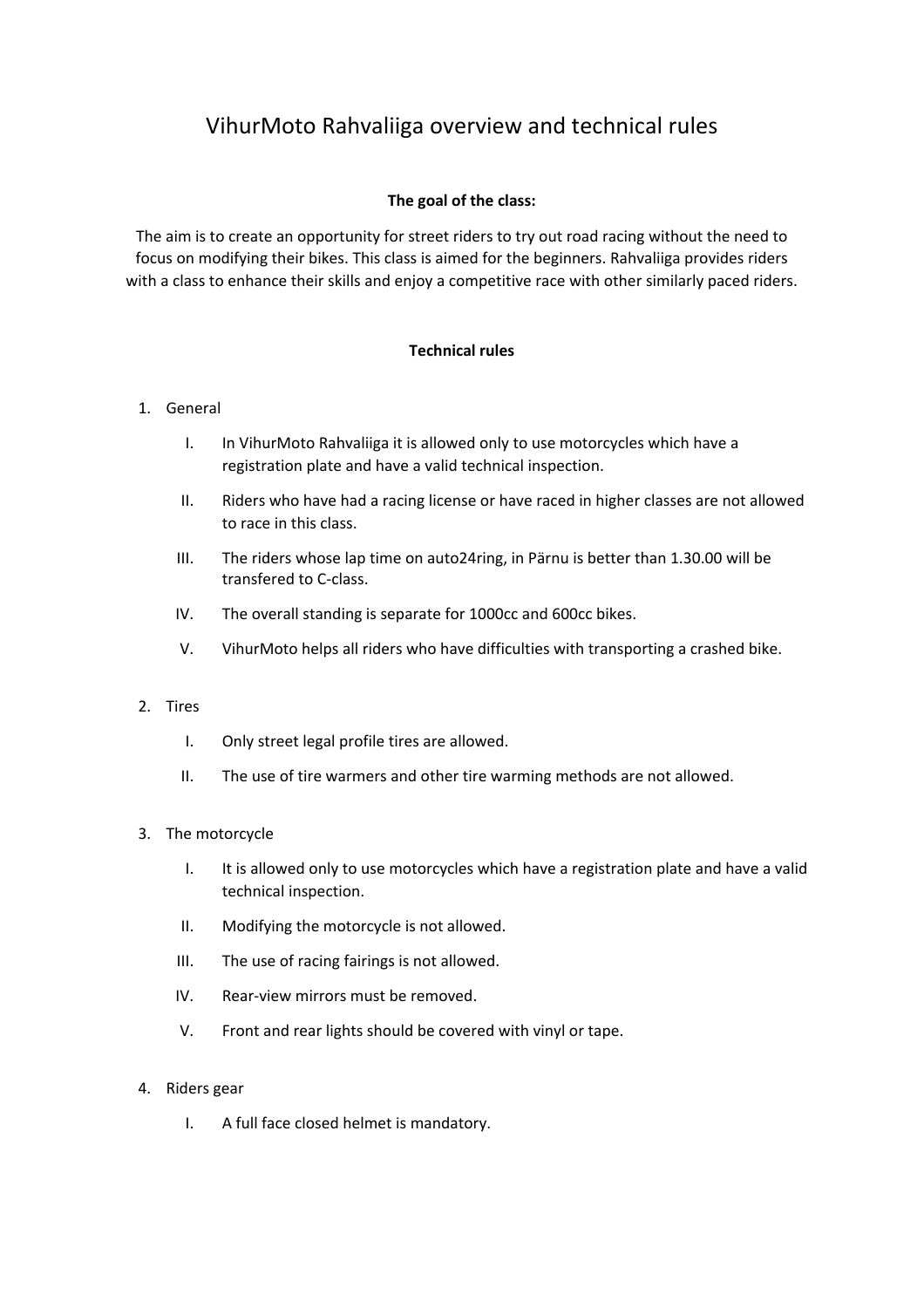# VihurMoto Rahvaliiga overview and technical rules

**The goal of the class:**

The aim is to create an opportunity for street riders to try out road racing without the need to focus on modifying their bikes. This class is aimed for the beginners. Rahvaliiga provides riders with a class to enhance their skills and enjoy a competitive race with other similarly paced riders.

**Technical rules**

1. General
   - I. In VihurMoto Rahvaliiga it is allowed only to use motorcycles which have a registration plate and have a valid technical inspection.
   - II. Riders who have had a racing license or have raced in higher classes are not allowed to race in this class.
   - III. The riders whose lap time on auto24ring, in Pärnu is better than 1.30.00 will be transfered to C-class.
   - IV. The overall standing is separate for 1000cc and 600cc bikes.
   - V. VihurMoto helps all riders who have difficulties with transporting a crashed bike.

2. Tires
   - I. Only street legal profile tires are allowed.
   - II. The use of tire warmers and other tire warming methods are not allowed.

3. The motorcycle
   - I. It is allowed only to use motorcycles which have a registration plate and have a valid technical inspection.
   - II. Modifying the motorcycle is not allowed.
   - III. The use of racing fairings is not allowed.
   - IV. Rear-view mirrors must be removed.
   - V. Front and rear lights should be covered with vinyl or tape.

4. Riders gear
   - I. A full face closed helmet is mandatory.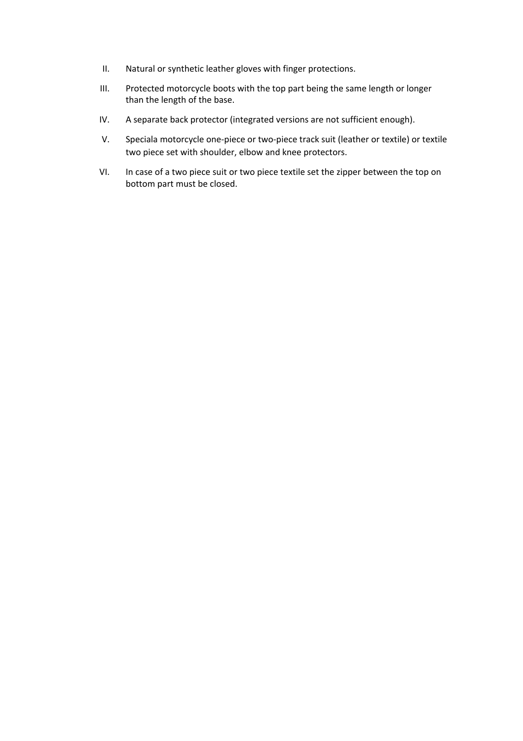II. Natural or synthetic leather gloves with finger protections.

III. Protected motorcycle boots with the top part being the same length or longer than the length of the base.

IV. A separate back protector (integrated versions are not sufficient enough).

V. Speciala motorcycle one-piece or two-piece track suit (leather or textile) or textile two piece set with shoulder, elbow and knee protectors.

VI. In case of a two piece suit or two piece textile set the zipper between the top on bottom part must be closed.